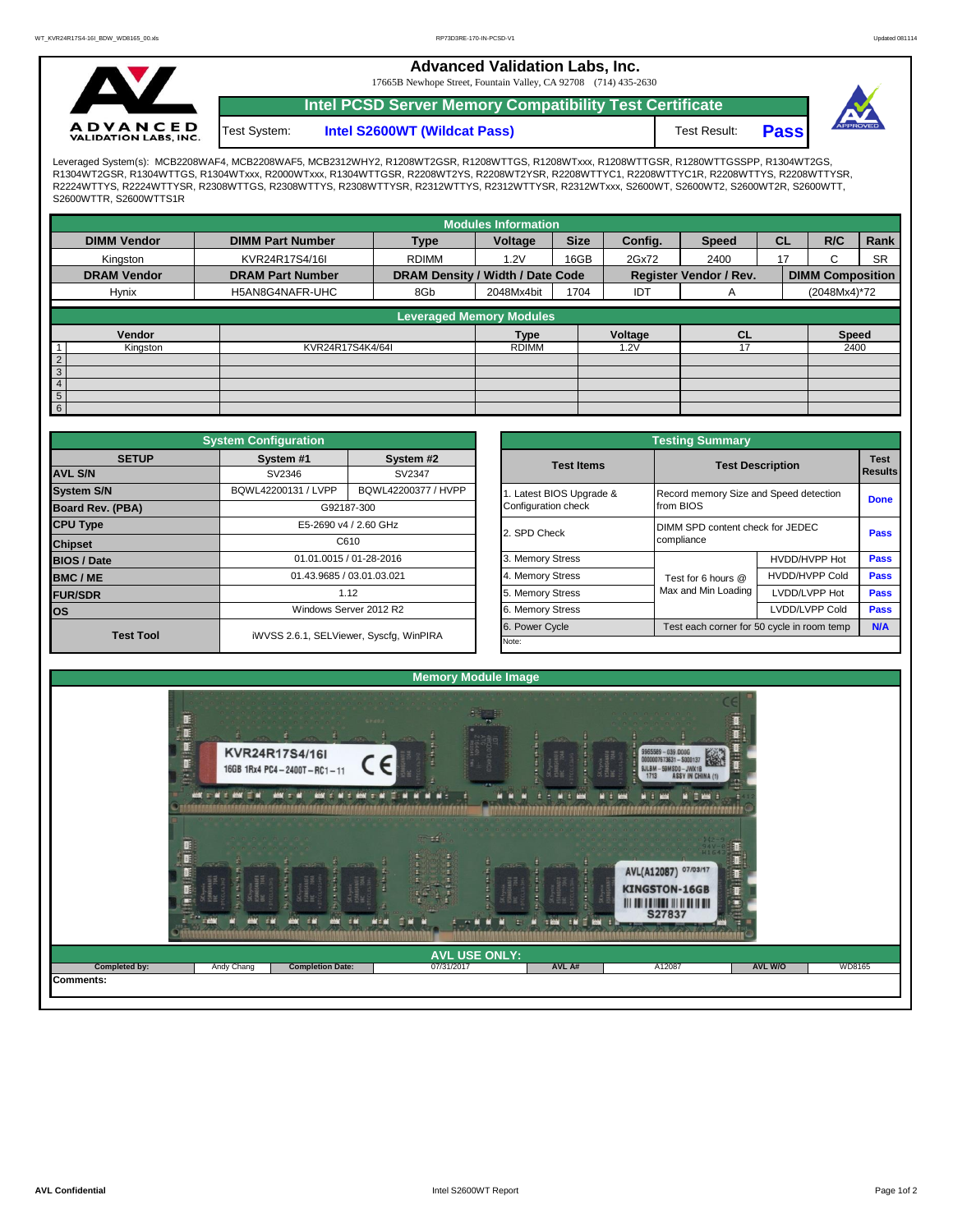# Advanced Validation Labs, Inc.

17665B Newhope Street, Fountain Valley, CA 92708 (714) 435-2630

## Intel PCSD Server Memory Compatibility Test Certificate

Test System: **Intel S2600WT (Wildcat Pass)** Test Result: **Pass**

Leveraged System(s): MCB2208WAF4, MCB2208WAF5, MCB2312WHY2, R1208WT2GSR, R1208WTTGS, R1208WTxxx, R1208WTTGSR, R1280WTTGSSPP, R1304WT2GS, R1304WT2GSR, R1304WTTGS, R1304WTxxx, R2000WTxxx, R1304WTTGSR, R2208WT2YS, R2208WT2YSR, R2208WTTYC1, R2208WTTYC1R, R2208WTTYS, R2208WTTYSR, R2224WTTYS, R2224WTTYSR, R2308WTTGS, R2308WTTYS, R2308WTTYSR, R2312WTTYS, R2312WTTYSR, R2312WTxxx, S2600WT, S2600WT2, S2600WT2R, S2600WTT, S2600WTTR, S2600WTTS1R

### Modules Information

| DIMM Vendor | DIMM Part Number | Type | Voltage | Size | Config. | Speed | CL | R/C | Rank |
|---|---|---|---|---|---|---|---|---|---|
| Kingston | KVR24R17S4/16I | RDIMM | 1.2V | 16GB | 2Gx72 | 2400 | 17 | C | SR |
| **DRAM Vendor** | **DRAM Part Number** | **DRAM Density / Width / Date Code** | | | **Register Vendor / Rev.** | | **DIMM Composition** | | |
| Hynix | H5AN8G4NAFR-UHC | 8Gb | 2048Mx4bit | 1704 | IDT | A | (2048Mx4)*72 | | |

### Leveraged Memory Modules

| | Vendor | | Type | Voltage | CL | Speed |
|---|---|---|---|---|---|---|
| 1 | Kingston | KVR24R17S4K4/64I | RDIMM | 1.2V | 17 | 2400 |
| 2 | | | | | | |
| 3 | | | | | | |
| 4 | | | | | | |
| 5 | | | | | | |
| 6 | | | | | | |

### System Configuration

| SETUP | System #1 | System #2 |
|---|---|---|
| AVL S/N | SV2346 | SV2347 |
| System S/N | BQWL42200131 / LVPP | BQWL42200377 / HVPP |
| Board Rev. (PBA) | G92187-300 | |
| CPU Type | E5-2690 v4 / 2.60 GHz | |
| Chipset | C610 | |
| BIOS / Date | 01.01.0015 / 01-28-2016 | |
| BMC / ME | 01.43.9685 / 03.01.03.021 | |
| FUR/SDR | 1.12 | |
| OS | Windows Server 2012 R2 | |
| Test Tool | iWVSS 2.6.1, SELViewer, Syscfg, WinPIRA | |

### Testing Summary

| Test Items | Test Description | | Test Results |
|---|---|---|---|
| 1. Latest BIOS Upgrade & Configuration check | Record memory Size and Speed detection from BIOS | | Done |
| 2. SPD Check | DIMM SPD content check for JEDEC compliance | | Pass |
| 3. Memory Stress | Test for 6 hours @ Max and Min Loading | HVDD/HVPP Hot | Pass |
| 4. Memory Stress | | HVDD/HVPP Cold | Pass |
| 5. Memory Stress | | LVDD/LVPP Hot | Pass |
| 6. Memory Stress | | LVDD/LVPP Cold | Pass |
| 6. Power Cycle | Test each corner for 50 cycle in room temp | | N/A |

Note:

### Memory Module Image

### AVL USE ONLY:

| Completed by: | Andy Chang | Completion Date: | 07/31/2017 | AVL A# | A12087 | AVL W/O | WD8165 |
|---|---|---|---|---|---|---|---|

Comments: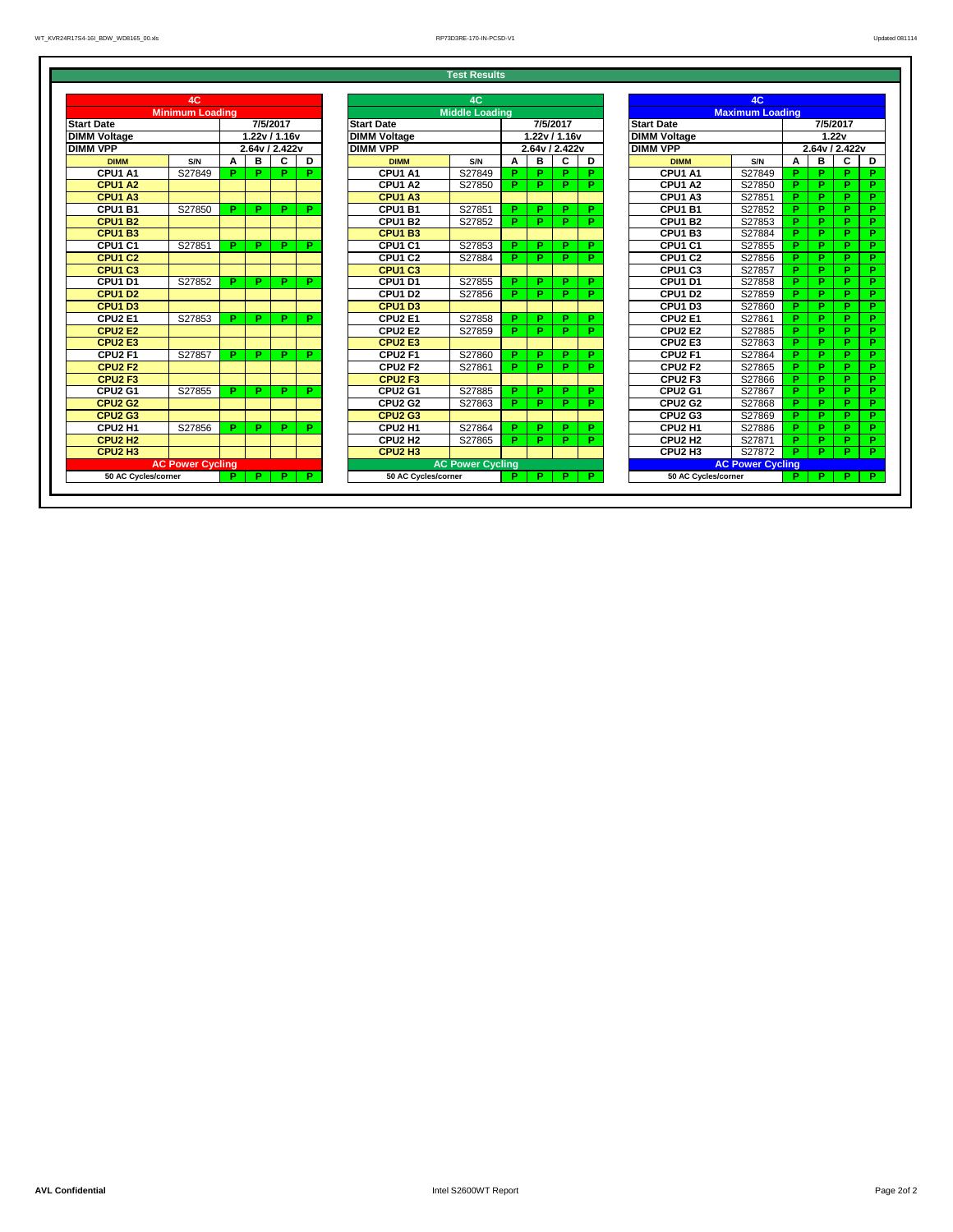## Test Results

| 4C Minimum Loading | | | | | |
|---|---|---|---|---|---|
| Start Date | | 7/5/2017 | | | |
| DIMM Voltage | | 1.22v / 1.16v | | | |
| DIMM VPP | | 2.64v / 2.422v | | | |
| DIMM | S/N | A | B | C | D |
| CPU1 A1 | S27849 | P | P | P | P |
| CPU1 A2 | | | | | |
| CPU1 A3 | | | | | |
| CPU1 B1 | S27850 | P | P | P | P |
| CPU1 B2 | | | | | |
| CPU1 B3 | | | | | |
| CPU1 C1 | S27851 | P | P | P | P |
| CPU1 C2 | | | | | |
| CPU1 C3 | | | | | |
| CPU1 D1 | S27852 | P | P | P | P |
| CPU1 D2 | | | | | |
| CPU1 D3 | | | | | |
| CPU2 E1 | S27853 | P | P | P | P |
| CPU2 E2 | | | | | |
| CPU2 E3 | | | | | |
| CPU2 F1 | S27857 | P | P | P | P |
| CPU2 F2 | | | | | |
| CPU2 F3 | | | | | |
| CPU2 G1 | S27855 | P | P | P | P |
| CPU2 G2 | | | | | |
| CPU2 G3 | | | | | |
| CPU2 H1 | S27856 | P | P | P | P |
| CPU2 H2 | | | | | |
| CPU2 H3 | | | | | |
| AC Power Cycling | | | | | |
| 50 AC Cycles/corner | | P | P | P | P |

| 4C Middle Loading | | | | | |
|---|---|---|---|---|---|
| Start Date | | 7/5/2017 | | | |
| DIMM Voltage | | 1.22v / 1.16v | | | |
| DIMM VPP | | 2.64v / 2.422v | | | |
| DIMM | S/N | A | B | C | D |
| CPU1 A1 | S27849 | P | P | P | P |
| CPU1 A2 | S27850 | P | P | P | P |
| CPU1 A3 | | | | | |
| CPU1 B1 | S27851 | P | P | P | P |
| CPU1 B2 | S27852 | P | P | P | P |
| CPU1 B3 | | | | | |
| CPU1 C1 | S27853 | P | P | P | P |
| CPU1 C2 | S27884 | P | P | P | P |
| CPU1 C3 | | | | | |
| CPU1 D1 | S27855 | P | P | P | P |
| CPU1 D2 | S27856 | P | P | P | P |
| CPU1 D3 | | | | | |
| CPU2 E1 | S27858 | P | P | P | P |
| CPU2 E2 | S27859 | P | P | P | P |
| CPU2 E3 | | | | | |
| CPU2 F1 | S27860 | P | P | P | P |
| CPU2 F2 | S27861 | P | P | P | P |
| CPU2 F3 | | | | | |
| CPU2 G1 | S27885 | P | P | P | P |
| CPU2 G2 | S27863 | P | P | P | P |
| CPU2 G3 | | | | | |
| CPU2 H1 | S27864 | P | P | P | P |
| CPU2 H2 | S27865 | P | P | P | P |
| CPU2 H3 | | | | | |
| AC Power Cycling | | | | | |
| 50 AC Cycles/corner | | P | P | P | P |

| 4C Maximum Loading | | | | | |
|---|---|---|---|---|---|
| Start Date | | 7/5/2017 | | | |
| DIMM Voltage | | 1.22v | | | |
| DIMM VPP | | 2.64v / 2.422v | | | |
| DIMM | S/N | A | B | C | D |
| CPU1 A1 | S27849 | P | P | P | P |
| CPU1 A2 | S27850 | P | P | P | P |
| CPU1 A3 | S27851 | P | P | P | P |
| CPU1 B1 | S27852 | P | P | P | P |
| CPU1 B2 | S27853 | P | P | P | P |
| CPU1 B3 | S27884 | P | P | P | P |
| CPU1 C1 | S27855 | P | P | P | P |
| CPU1 C2 | S27856 | P | P | P | P |
| CPU1 C3 | S27857 | P | P | P | P |
| CPU1 D1 | S27858 | P | P | P | P |
| CPU1 D2 | S27859 | P | P | P | P |
| CPU1 D3 | S27860 | P | P | P | P |
| CPU2 E1 | S27861 | P | P | P | P |
| CPU2 E2 | S27885 | P | P | P | P |
| CPU2 E3 | S27863 | P | P | P | P |
| CPU2 F1 | S27864 | P | P | P | P |
| CPU2 F2 | S27865 | P | P | P | P |
| CPU2 F3 | S27866 | P | P | P | P |
| CPU2 G1 | S27867 | P | P | P | P |
| CPU2 G2 | S27868 | P | P | P | P |
| CPU2 G3 | S27869 | P | P | P | P |
| CPU2 H1 | S27886 | P | P | P | P |
| CPU2 H2 | S27871 | P | P | P | P |
| CPU2 H3 | S27872 | P | P | P | P |
| AC Power Cycling | | | | | |
| 50 AC Cycles/corner | | P | P | P | P |